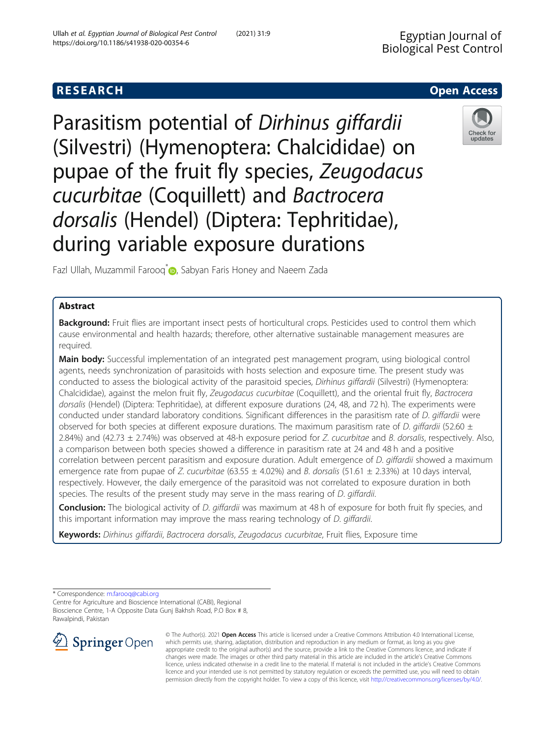RESEARCH

Open Access

# Parasitism potential of *Dirhinus giffardii* (Silvestri) (Hymenoptera: Chalcididae) on pupae of the fruit fly species, *Zeugodacus cucurbitae* (Coquillett) and *Bactrocera dorsalis* (Hendel) (Diptera: Tephritidae), during variable exposure durations

Fazl Ullah, Muzammil Farooq*, Sabyan Faris Honey and Naeem Zada

## Abstract

**Background:** Fruit flies are important insect pests of horticultural crops. Pesticides used to control them which cause environmental and health hazards; therefore, other alternative sustainable management measures are required.

**Main body:** Successful implementation of an integrated pest management program, using biological control agents, needs synchronization of parasitoids with hosts selection and exposure time. The present study was conducted to assess the biological activity of the parasitoid species, *Dirhinus giffardii* (Silvestri) (Hymenoptera: Chalcididae), against the melon fruit fly, *Zeugodacus cucurbitae* (Coquillett), and the oriental fruit fly, *Bactrocera dorsalis* (Hendel) (Diptera: Tephritidae), at different exposure durations (24, 48, and 72 h). The experiments were conducted under standard laboratory conditions. Significant differences in the parasitism rate of *D. giffardii* were observed for both species at different exposure durations. The maximum parasitism rate of *D. giffardii* (52.60 ± 2.84%) and (42.73 ± 2.74%) was observed at 48-h exposure period for *Z. cucurbitae* and *B. dorsalis*, respectively. Also, a comparison between both species showed a difference in parasitism rate at 24 and 48 h and a positive correlation between percent parasitism and exposure duration. Adult emergence of *D. giffardii* showed a maximum emergence rate from pupae of *Z. cucurbitae* (63.55 ± 4.02%) and *B. dorsalis* (51.61 ± 2.33%) at 10 days interval, respectively. However, the daily emergence of the parasitoid was not correlated to exposure duration in both species. The results of the present study may serve in the mass rearing of *D. giffardii*.

**Conclusion:** The biological activity of *D. giffardii* was maximum at 48 h of exposure for both fruit fly species, and this important information may improve the mass rearing technology of *D. giffardii*.

**Keywords:** *Dirhinus giffardii*, *Bactrocera dorsalis*, *Zeugodacus cucurbitae*, Fruit flies, Exposure time

\* Correspondence: m.farooq@cabi.org
Centre for Agriculture and Bioscience International (CABI), Regional Bioscience Centre, 1-A Opposite Data Gunj Bakhsh Road, P.O Box # 8, Rawalpindi, Pakistan

© The Author(s). 2021 **Open Access** This article is licensed under a Creative Commons Attribution 4.0 International License, which permits use, sharing, adaptation, distribution and reproduction in any medium or format, as long as you give appropriate credit to the original author(s) and the source, provide a link to the Creative Commons licence, and indicate if changes were made. The images or other third party material in this article are included in the article's Creative Commons licence, unless indicated otherwise in a credit line to the material. If material is not included in the article's Creative Commons licence and your intended use is not permitted by statutory regulation or exceeds the permitted use, you will need to obtain permission directly from the copyright holder. To view a copy of this licence, visit http://creativecommons.org/licenses/by/4.0/.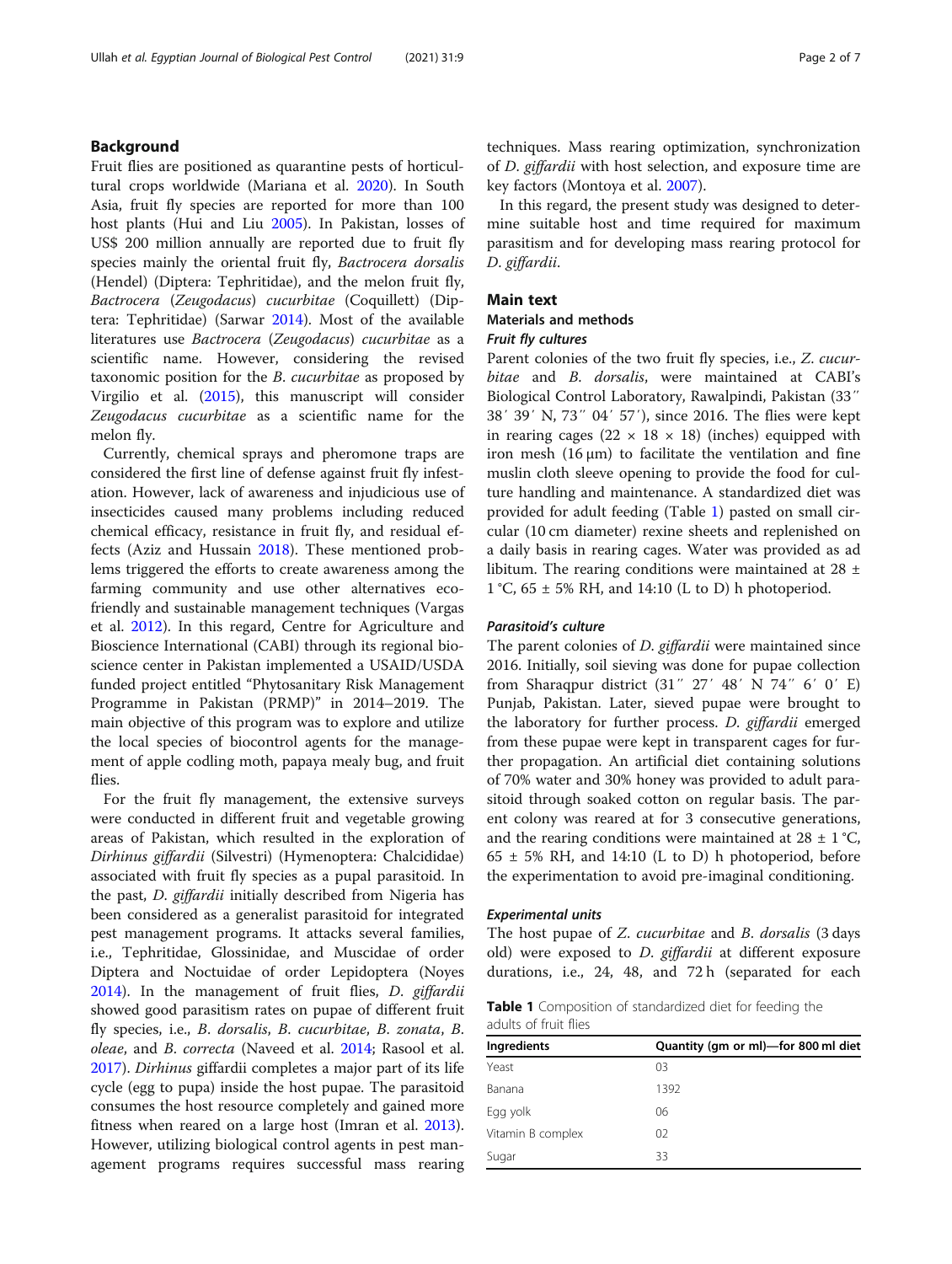## Background

Fruit flies are positioned as quarantine pests of horticultural crops worldwide (Mariana et al. 2020). In South Asia, fruit fly species are reported for more than 100 host plants (Hui and Liu 2005). In Pakistan, losses of US$ 200 million annually are reported due to fruit fly species mainly the oriental fruit fly, *Bactrocera dorsalis* (Hendel) (Diptera: Tephritidae), and the melon fruit fly, *Bactrocera* (*Zeugodacus*) *cucurbitae* (Coquillett) (Diptera: Tephritidae) (Sarwar 2014). Most of the available literatures use *Bactrocera* (*Zeugodacus*) *cucurbitae* as a scientific name. However, considering the revised taxonomic position for the *B. cucurbitae* as proposed by Virgilio et al. (2015), this manuscript will consider *Zeugodacus cucurbitae* as a scientific name for the melon fly.

Currently, chemical sprays and pheromone traps are considered the first line of defense against fruit fly infestation. However, lack of awareness and injudicious use of insecticides caused many problems including reduced chemical efficacy, resistance in fruit fly, and residual effects (Aziz and Hussain 2018). These mentioned problems triggered the efforts to create awareness among the farming community and use other alternatives eco-friendly and sustainable management techniques (Vargas et al. 2012). In this regard, Centre for Agriculture and Bioscience International (CABI) through its regional bioscience center in Pakistan implemented a USAID/USDA funded project entitled "Phytosanitary Risk Management Programme in Pakistan (PRMP)" in 2014–2019. The main objective of this program was to explore and utilize the local species of biocontrol agents for the management of apple codling moth, papaya mealy bug, and fruit flies.

For the fruit fly management, the extensive surveys were conducted in different fruit and vegetable growing areas of Pakistan, which resulted in the exploration of *Dirhinus giffardii* (Silvestri) (Hymenoptera: Chalcididae) associated with fruit fly species as a pupal parasitoid. In the past, *D. giffardii* initially described from Nigeria has been considered as a generalist parasitoid for integrated pest management programs. It attacks several families, i.e., Tephritidae, Glossinidae, and Muscidae of order Diptera and Noctuidae of order Lepidoptera (Noyes 2014). In the management of fruit flies, *D. giffardii* showed good parasitism rates on pupae of different fruit fly species, i.e., *B. dorsalis*, *B. cucurbitae*, *B. zonata*, *B. oleae*, and *B. correcta* (Naveed et al. 2014; Rasool et al. 2017). *Dirhinus* giffardii completes a major part of its life cycle (egg to pupa) inside the host pupae. The parasitoid consumes the host resource completely and gained more fitness when reared on a large host (Imran et al. 2013). However, utilizing biological control agents in pest management programs requires successful mass rearing techniques. Mass rearing optimization, synchronization of *D. giffardii* with host selection, and exposure time are key factors (Montoya et al. 2007).

In this regard, the present study was designed to determine suitable host and time required for maximum parasitism and for developing mass rearing protocol for *D. giffardii*.

## Main text

### Materials and methods

#### *Fruit fly cultures*

Parent colonies of the two fruit fly species, i.e., *Z. cucurbitae* and *B. dorsalis*, were maintained at CABI's Biological Control Laboratory, Rawalpindi, Pakistan (33′′ 38′ 39′ N, 73′′ 04′ 57′), since 2016. The flies were kept in rearing cages (22 × 18 × 18) (inches) equipped with iron mesh (16 μm) to facilitate the ventilation and fine muslin cloth sleeve opening to provide the food for culture handling and maintenance. A standardized diet was provided for adult feeding (Table 1) pasted on small circular (10 cm diameter) rexine sheets and replenished on a daily basis in rearing cages. Water was provided as ad libitum. The rearing conditions were maintained at 28 ± 1 °C, 65 ± 5% RH, and 14:10 (L to D) h photoperiod.

#### *Parasitoid's culture*

The parent colonies of *D. giffardii* were maintained since 2016. Initially, soil sieving was done for pupae collection from Sharaqpur district (31′′ 27′ 48′ N 74′′ 6′ 0′ E) Punjab, Pakistan. Later, sieved pupae were brought to the laboratory for further process. *D. giffardii* emerged from these pupae were kept in transparent cages for further propagation. An artificial diet containing solutions of 70% water and 30% honey was provided to adult parasitoid through soaked cotton on regular basis. The parent colony was reared at for 3 consecutive generations, and the rearing conditions were maintained at 28 ± 1 °C, 65 ± 5% RH, and 14:10 (L to D) h photoperiod, before the experimentation to avoid pre-imaginal conditioning.

#### *Experimental units*

The host pupae of *Z. cucurbitae* and *B. dorsalis* (3 days old) were exposed to *D. giffardii* at different exposure durations, i.e., 24, 48, and 72 h (separated for each

**Table 1** Composition of standardized diet for feeding the adults of fruit flies

| Ingredients | Quantity (gm or ml)—for 800 ml diet |
|---|---|
| Yeast | 03 |
| Banana | 1392 |
| Egg yolk | 06 |
| Vitamin B complex | 02 |
| Sugar | 33 |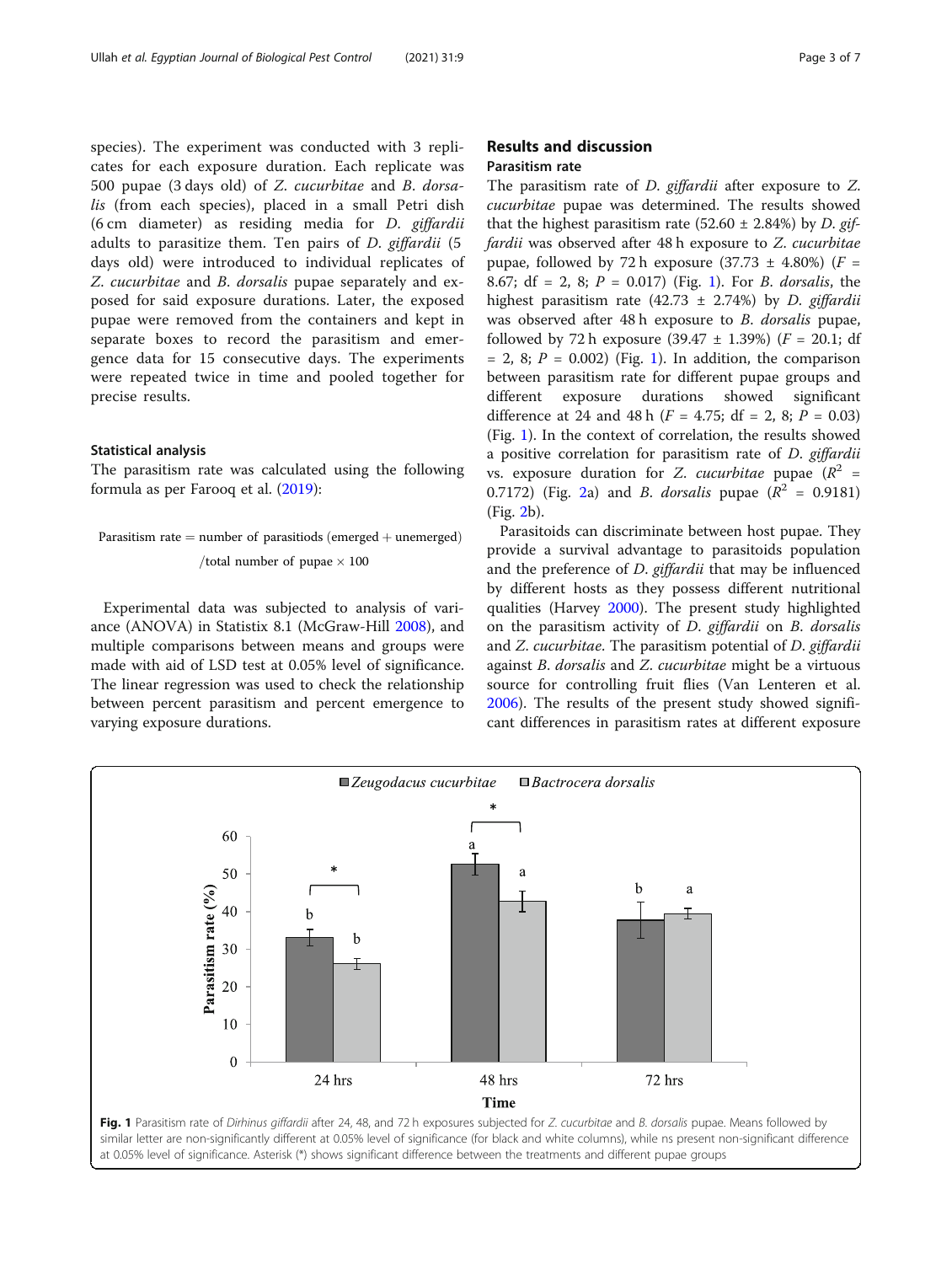species). The experiment was conducted with 3 replicates for each exposure duration. Each replicate was 500 pupae (3 days old) of *Z. cucurbitae* and *B. dorsalis* (from each species), placed in a small Petri dish (6 cm diameter) as residing media for *D. giffardii* adults to parasitize them. Ten pairs of *D. giffardii* (5 days old) were introduced to individual replicates of *Z. cucurbitae* and *B. dorsalis* pupae separately and exposed for said exposure durations. Later, the exposed pupae were removed from the containers and kept in separate boxes to record the parasitism and emergence data for 15 consecutive days. The experiments were repeated twice in time and pooled together for precise results.

### Statistical analysis

The parasitism rate was calculated using the following formula as per Farooq et al. (2019):

$$\text{Parasitism rate} = \text{number of parasitiods (emerged + unemerged)} / \text{total number of pupae} \times 100$$

Experimental data was subjected to analysis of variance (ANOVA) in Statistix 8.1 (McGraw-Hill 2008), and multiple comparisons between means and groups were made with aid of LSD test at 0.05% level of significance. The linear regression was used to check the relationship between percent parasitism and percent emergence to varying exposure durations.

## Results and discussion

### Parasitism rate

The parasitism rate of *D. giffardii* after exposure to *Z. cucurbitae* pupae was determined. The results showed that the highest parasitism rate (52.60 ± 2.84%) by *D. giffardii* was observed after 48 h exposure to *Z. cucurbitae* pupae, followed by 72 h exposure (37.73 ± 4.80%) ($F$ = 8.67; df = 2, 8; $P$ = 0.017) (Fig. 1). For *B. dorsalis*, the highest parasitism rate (42.73 ± 2.74%) by *D. giffardii* was observed after 48 h exposure to *B. dorsalis* pupae, followed by 72 h exposure (39.47 ± 1.39%) ($F$ = 20.1; df = 2, 8; $P$ = 0.002) (Fig. 1). In addition, the comparison between parasitism rate for different pupae groups and different exposure durations showed significant difference at 24 and 48 h ($F$ = 4.75; df = 2, 8; $P$ = 0.03) (Fig. 1). In the context of correlation, the results showed a positive correlation for parasitism rate of *D. giffardii* vs. exposure duration for *Z. cucurbitae* pupae ($R^2$ = 0.7172) (Fig. 2a) and *B. dorsalis* pupae ($R^2$ = 0.9181) (Fig. 2b).

Parasitoids can discriminate between host pupae. They provide a survival advantage to parasitoids population and the preference of *D. giffardii* that may be influenced by different hosts as they possess different nutritional qualities (Harvey 2000). The present study highlighted on the parasitism activity of *D. giffardii* on *B. dorsalis* and *Z. cucurbitae*. The parasitism potential of *D. giffardii* against *B. dorsalis* and *Z. cucurbitae* might be a virtuous source for controlling fruit flies (Van Lenteren et al. 2006). The results of the present study showed significant differences in parasitism rates at different exposure

*Zeugodacus cucurbitae*
*Bactrocera dorsalis*
Parasitism rate (%)
0
10
20
30
40
50
60
24 hrs
48 hrs
72 hrs
Time
*
*
b
b
a
a
b
a

**Fig. 1** Parasitism rate of *Dirhinus giffardii* after 24, 48, and 72 h exposures subjected for *Z. cucurbitae* and *B. dorsalis* pupae. Means followed by similar letter are non-significantly different at 0.05% level of significance (for black and white columns), while ns present non-significant difference at 0.05% level of significance. Asterisk (*) shows significant difference between the treatments and different pupae groups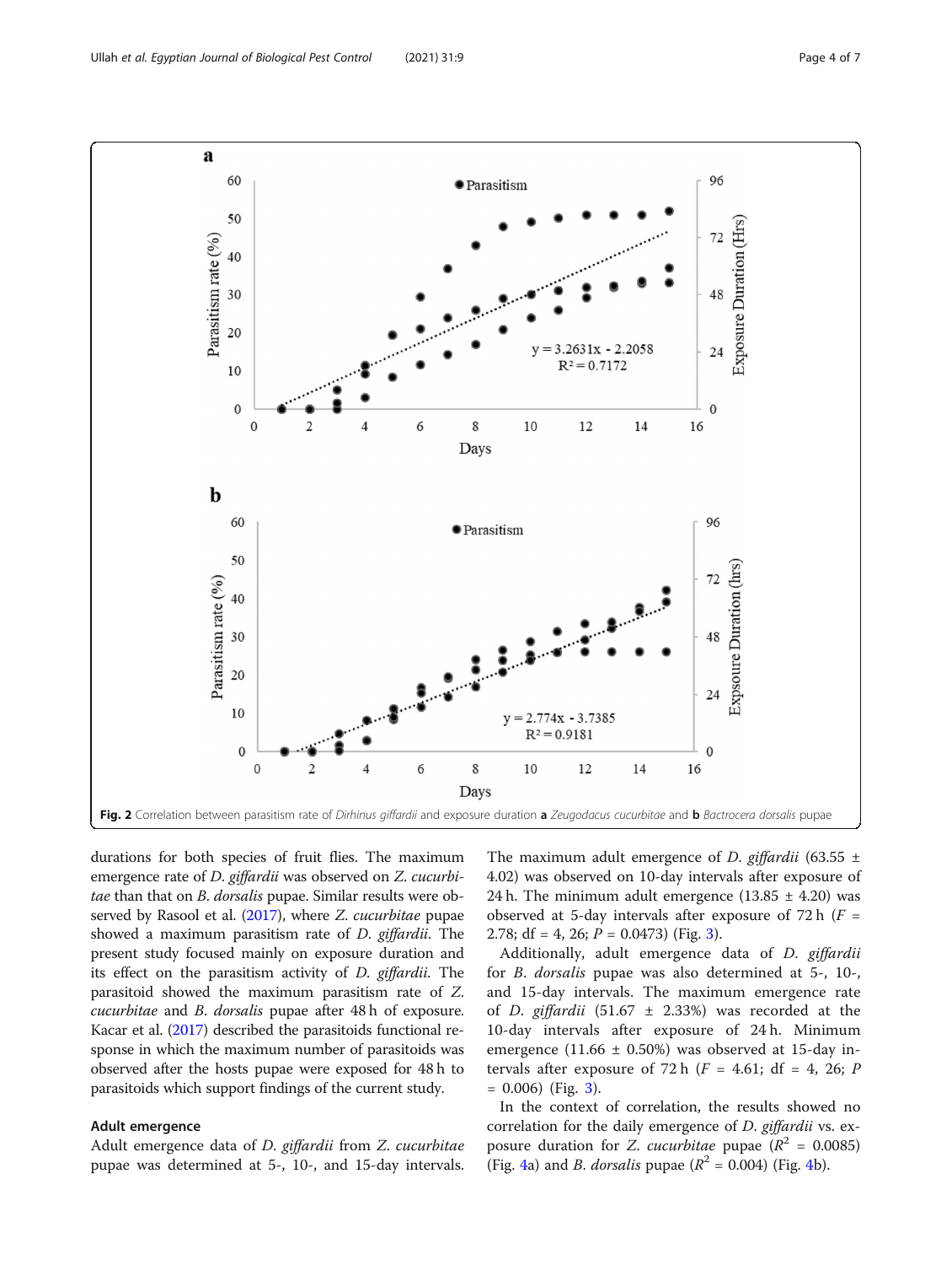a

Parasitism

Parasitism rate (%)

Exposure Duration (Hrs)

y = 3.2631x - 2.2058
$R^2$ = 0.7172

Days

0 2 4 6 8 10 12 14 16

0 10 20 30 40 50 60

0 24 48 72 96

b

Parasitism

Parasitism rate (%)

Exposure Duration (hrs)

y = 2.774x - 3.7385
$R^2$ = 0.9181

Days

0 2 4 6 8 10 12 14 16

0 10 20 30 40 50 60

0 24 48 72 96

**Fig. 2** Correlation between parasitism rate of *Dirhinus giffardii* and exposure duration **a** *Zeugodacus cucurbitae* and **b** *Bactrocera dorsalis* pupae

durations for both species of fruit flies. The maximum emergence rate of *D. giffardii* was observed on *Z. cucurbitae* than that on *B. dorsalis* pupae. Similar results were observed by Rasool et al. (2017), where *Z. cucurbitae* pupae showed a maximum parasitism rate of *D. giffardii*. The present study focused mainly on exposure duration and its effect on the parasitism activity of *D. giffardii*. The parasitoid showed the maximum parasitism rate of *Z. cucurbitae* and *B. dorsalis* pupae after 48 h of exposure. Kacar et al. (2017) described the parasitoids functional response in which the maximum number of parasitoids was observed after the hosts pupae were exposed for 48 h to parasitoids which support findings of the current study.

### Adult emergence

Adult emergence data of *D. giffardii* from *Z. cucurbitae* pupae was determined at 5-, 10-, and 15-day intervals. The maximum adult emergence of *D. giffardii* (63.55 ± 4.02) was observed on 10-day intervals after exposure of 24 h. The minimum adult emergence (13.85 ± 4.20) was observed at 5-day intervals after exposure of 72 h ($F$ = 2.78; df = 4, 26; $P$ = 0.0473) (Fig. 3).

Additionally, adult emergence data of *D. giffardii* for *B. dorsalis* pupae was also determined at 5-, 10-, and 15-day intervals. The maximum emergence rate of *D. giffardii* (51.67 ± 2.33%) was recorded at the 10-day intervals after exposure of 24 h. Minimum emergence (11.66 ± 0.50%) was observed at 15-day intervals after exposure of 72 h ($F$ = 4.61; df = 4, 26; $P$ = 0.006) (Fig. 3).

In the context of correlation, the results showed no correlation for the daily emergence of *D. giffardii* vs. exposure duration for *Z. cucurbitae* pupae ($R^2$ = 0.0085) (Fig. 4a) and *B. dorsalis* pupae ($R^2$ = 0.004) (Fig. 4b).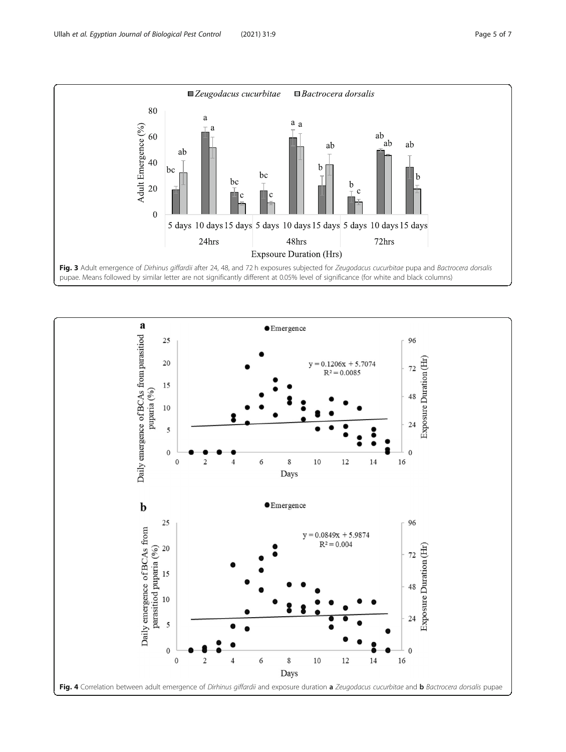*Zeugodacus cucurbitae* *Bactrocera dorsalis*

Adult Emergence (%)

80
60
40
20
0

a
a
ab
bc
bc
c
bc
c
a a
ab
b
ab
ab
ab
b
c
b

5 days 10 days 15 days 5 days 10 days 15 days 5 days 10 days 15 days

24hrs 48hrs 72hrs

Expsoure Duration (Hrs)

**Fig. 3** Adult emergence of *Dirhinus giffardii* after 24, 48, and 72 h exposures subjected for *Zeugodacus cucurbitae* pupa and *Bactrocera dorsalis* pupae. Means followed by similar letter are not significantly different at 0.05% level of significance (for white and black columns)

**a**

Emergence

Daily emergence of BCAs from parasitiod puparia (%)

Exposure Duration (Hr)

$y = 0.1206x + 5.7074$
$R^2 = 0.0085$

Days

**b**

Emergence

Daily emergence of BCAs from parasitiod puparia (%)

Exposure Duration (Hr)

$y = 0.0849x + 5.9874$
$R^2 = 0.004$

Days

**Fig. 4** Correlation between adult emergence of *Dirhinus giffardii* and exposure duration **a** *Zeugodacus cucurbitae* and **b** *Bactrocera dorsalis* pupae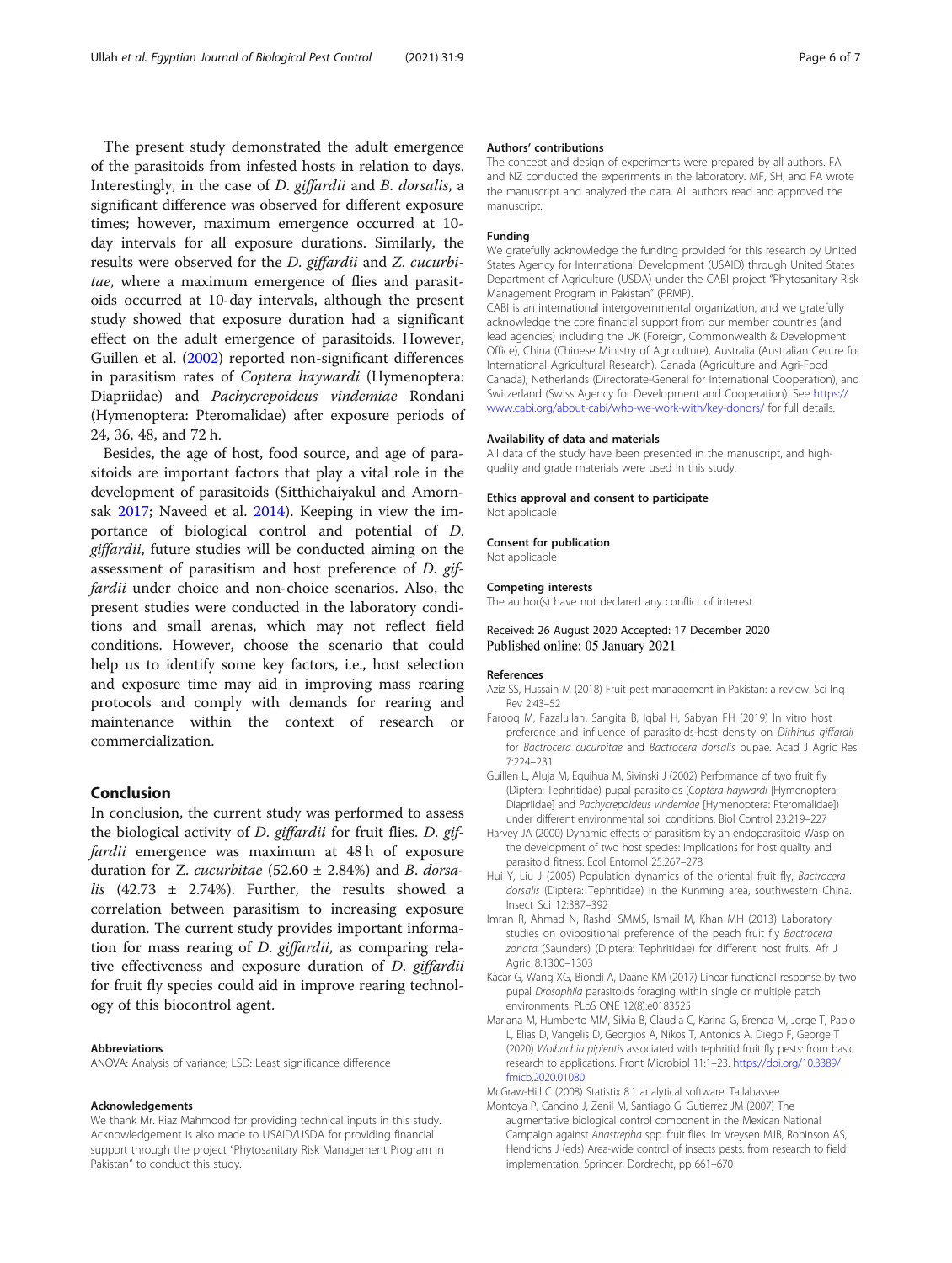The present study demonstrated the adult emergence of the parasitoids from infested hosts in relation to days. Interestingly, in the case of *D. giffardii* and *B. dorsalis*, a significant difference was observed for different exposure times; however, maximum emergence occurred at 10-day intervals for all exposure durations. Similarly, the results were observed for the *D. giffardii* and *Z. cucurbitae*, where a maximum emergence of flies and parasitoids occurred at 10-day intervals, although the present study showed that exposure duration had a significant effect on the adult emergence of parasitoids. However, Guillen et al. (2002) reported non-significant differences in parasitism rates of *Coptera haywardi* (Hymenoptera: Diapriidae) and *Pachycrepoideus vindemiae* Rondani (Hymenoptera: Pteromalidae) after exposure periods of 24, 36, 48, and 72 h.

Besides, the age of host, food source, and age of parasitoids are important factors that play a vital role in the development of parasitoids (Sitthichaiyakul and Amornsak 2017; Naveed et al. 2014). Keeping in view the importance of biological control and potential of *D. giffardii*, future studies will be conducted aiming on the assessment of parasitism and host preference of *D. giffardii* under choice and non-choice scenarios. Also, the present studies were conducted in the laboratory conditions and small arenas, which may not reflect field conditions. However, choose the scenario that could help us to identify some key factors, i.e., host selection and exposure time may aid in improving mass rearing protocols and comply with demands for rearing and maintenance within the context of research or commercialization.

## Conclusion

In conclusion, the current study was performed to assess the biological activity of *D. giffardii* for fruit flies. *D. giffardii* emergence was maximum at 48 h of exposure duration for *Z. cucurbitae* (52.60 ± 2.84%) and *B. dorsalis* (42.73 ± 2.74%). Further, the results showed a correlation between parasitism to increasing exposure duration. The current study provides important information for mass rearing of *D. giffardii*, as comparing relative effectiveness and exposure duration of *D. giffardii* for fruit fly species could aid in improve rearing technology of this biocontrol agent.

#### Abbreviations

ANOVA: Analysis of variance; LSD: Least significance difference

#### Acknowledgements

We thank Mr. Riaz Mahmood for providing technical inputs in this study. Acknowledgement is also made to USAID/USDA for providing financial support through the project "Phytosanitary Risk Management Program in Pakistan" to conduct this study.

#### Authors' contributions

The concept and design of experiments were prepared by all authors. FA and NZ conducted the experiments in the laboratory. MF, SH, and FA wrote the manuscript and analyzed the data. All authors read and approved the manuscript.

#### Funding

We gratefully acknowledge the funding provided for this research by United States Agency for International Development (USAID) through United States Department of Agriculture (USDA) under the CABI project "Phytosanitary Risk Management Program in Pakistan" (PRMP).

CABI is an international intergovernmental organization, and we gratefully acknowledge the core financial support from our member countries (and lead agencies) including the UK (Foreign, Commonwealth & Development Office), China (Chinese Ministry of Agriculture), Australia (Australian Centre for International Agricultural Research), Canada (Agriculture and Agri-Food Canada), Netherlands (Directorate-General for International Cooperation), and Switzerland (Swiss Agency for Development and Cooperation). See https://www.cabi.org/about-cabi/who-we-work-with/key-donors/ for full details.

#### Availability of data and materials

All data of the study have been presented in the manuscript, and high-quality and grade materials were used in this study.

#### Ethics approval and consent to participate

Not applicable

#### Consent for publication

Not applicable

#### Competing interests

The author(s) have not declared any conflict of interest.

Received: 26 August 2020 Accepted: 17 December 2020
Published online: 05 January 2021

#### References

Aziz SS, Hussain M (2018) Fruit pest management in Pakistan: a review. Sci Inq Rev 2:43–52

Farooq M, Fazalullah, Sangita B, Iqbal H, Sabyan FH (2019) In vitro host preference and influence of parasitoids-host density on *Dirhinus giffardii* for *Bactrocera cucurbitae* and *Bactrocera dorsalis* pupae. Acad J Agric Res 7:224–231

Guillen L, Aluja M, Equihua M, Sivinski J (2002) Performance of two fruit fly (Diptera: Tephritidae) pupal parasitoids (*Coptera haywardi* [Hymenoptera: Diapriidae] and *Pachycrepoideus vindemiae* [Hymenoptera: Pteromalidae]) under different environmental soil conditions. Biol Control 23:219–227

Harvey JA (2000) Dynamic effects of parasitism by an endoparasitoid Wasp on the development of two host species: implications for host quality and parasitoid fitness. Ecol Entomol 25:267–278

Hui Y, Liu J (2005) Population dynamics of the oriental fruit fly, *Bactrocera dorsalis* (Diptera: Tephritidae) in the Kunming area, southwestern China. Insect Sci 12:387–392

Imran R, Ahmad N, Rashdi SMMS, Ismail M, Khan MH (2013) Laboratory studies on ovipositional preference of the peach fruit fly *Bactrocera zonata* (Saunders) (Diptera: Tephritidae) for different host fruits. Afr J Agric 8:1300–1303

Kacar G, Wang XG, Biondi A, Daane KM (2017) Linear functional response by two pupal *Drosophila* parasitoids foraging within single or multiple patch environments. PLoS ONE 12(8):e0183525

Mariana M, Humberto MM, Silvia B, Claudia C, Karina G, Brenda M, Jorge T, Pablo L, Elias D, Vangelis D, Georgios A, Nikos T, Antonios A, Diego F, George T (2020) *Wolbachia pipientis* associated with tephritid fruit fly pests: from basic research to applications. Front Microbiol 11:1–23. https://doi.org/10.3389/fmicb.2020.01080

McGraw-Hill C (2008) Statistix 8.1 analytical software. Tallahassee

Montoya P, Cancino J, Zenil M, Santiago G, Gutierrez JM (2007) The augmentative biological control component in the Mexican National Campaign against *Anastrepha* spp. fruit flies. In: Vreysen MJB, Robinson AS, Hendrichs J (eds) Area-wide control of insects pests: from research to field implementation. Springer, Dordrecht, pp 661–670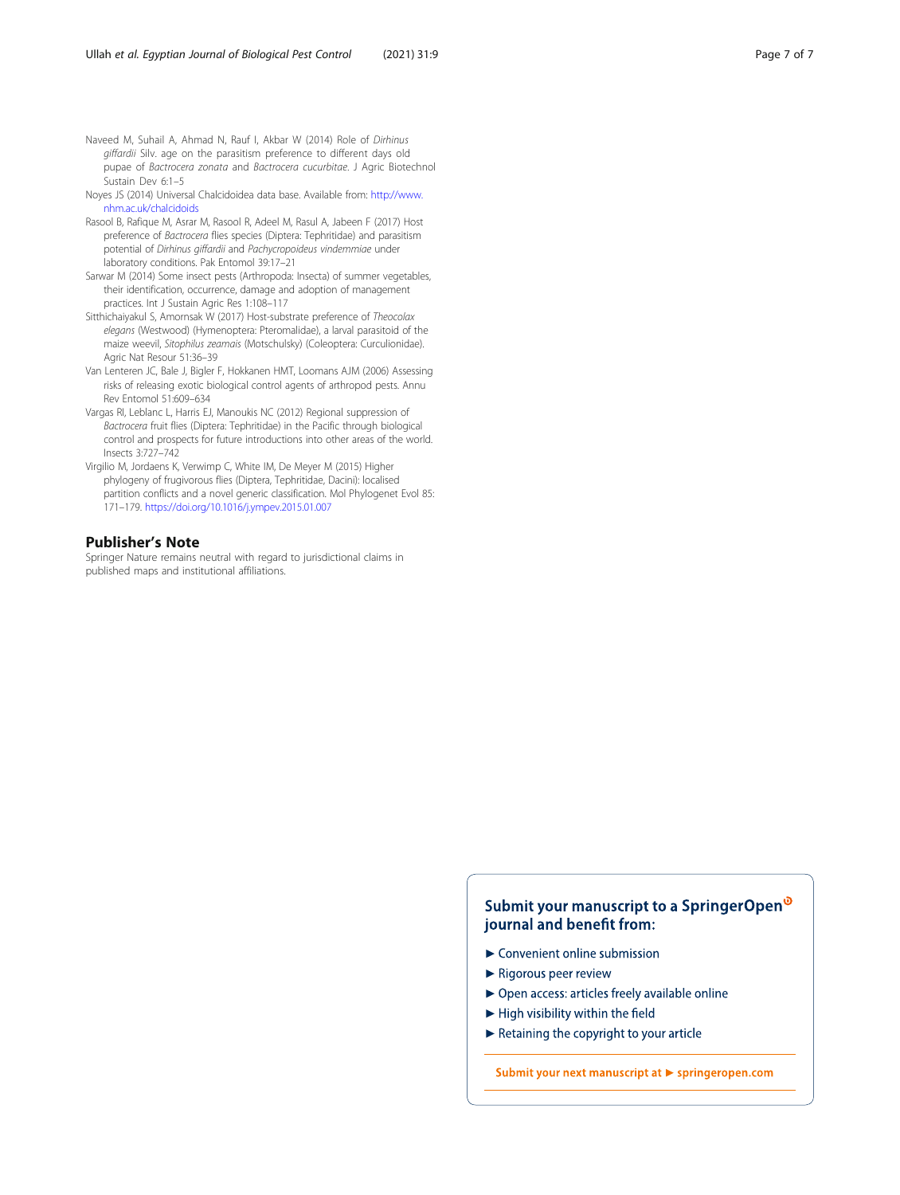Naveed M, Suhail A, Ahmad N, Rauf I, Akbar W (2014) Role of *Dirhinus giffardii* Silv. age on the parasitism preference to different days old pupae of *Bactrocera zonata* and *Bactrocera cucurbitae*. J Agric Biotechnol Sustain Dev 6:1–5

Noyes JS (2014) Universal Chalcidoidea data base. Available from: http://www.nhm.ac.uk/chalcidoids

Rasool B, Rafique M, Asrar M, Rasool R, Adeel M, Rasul A, Jabeen F (2017) Host preference of *Bactrocera* flies species (Diptera: Tephritidae) and parasitism potential of *Dirhinus giffardii* and *Pachycropoideus vindemmiae* under laboratory conditions. Pak Entomol 39:17–21

Sarwar M (2014) Some insect pests (Arthropoda: Insecta) of summer vegetables, their identification, occurrence, damage and adoption of management practices. Int J Sustain Agric Res 1:108–117

Sitthichaiyakul S, Amornsak W (2017) Host-substrate preference of *Theocolax elegans* (Westwood) (Hymenoptera: Pteromalidae), a larval parasitoid of the maize weevil, *Sitophilus zeamais* (Motschulsky) (Coleoptera: Curculionidae). Agric Nat Resour 51:36–39

Van Lenteren JC, Bale J, Bigler F, Hokkanen HMT, Loomans AJM (2006) Assessing risks of releasing exotic biological control agents of arthropod pests. Annu Rev Entomol 51:609–634

Vargas RI, Leblanc L, Harris EJ, Manoukis NC (2012) Regional suppression of *Bactrocera* fruit flies (Diptera: Tephritidae) in the Pacific through biological control and prospects for future introductions into other areas of the world. Insects 3:727–742

Virgilio M, Jordaens K, Verwimp C, White IM, De Meyer M (2015) Higher phylogeny of frugivorous flies (Diptera, Tephritidae, Dacini): localised partition conflicts and a novel generic classification. Mol Phylogenet Evol 85: 171–179. https://doi.org/10.1016/j.ympev.2015.01.007

## Publisher's Note

Springer Nature remains neutral with regard to jurisdictional claims in published maps and institutional affiliations.

**Submit your manuscript to a SpringerOpen journal and benefit from:**

- ► Convenient online submission
- ► Rigorous peer review
- ► Open access: articles freely available online
- ► High visibility within the field
- ► Retaining the copyright to your article

**Submit your next manuscript at ► springeropen.com**